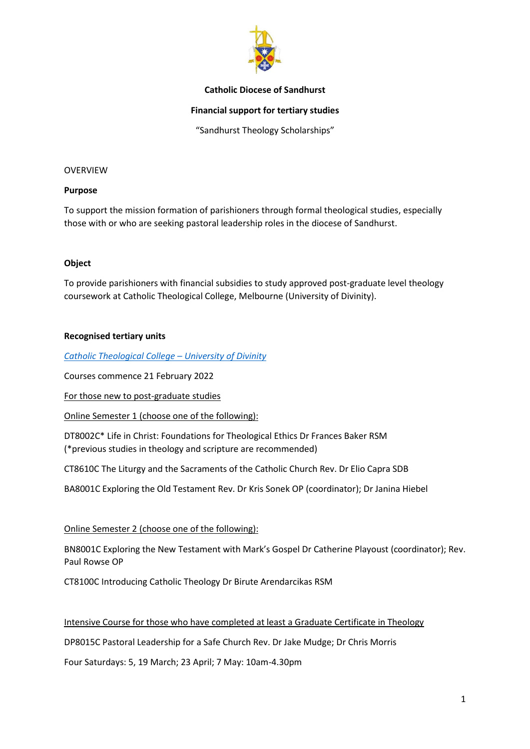**Catholic Diocese of Sandhurst**

**Financial support for tertiary studies**

"Sandhurst Theology Scholarships"

OVERVIEW

**Purpose**

To support the mission formation of parishioners through formal theological studies, especially those with or who are seeking pastoral leadership roles in the diocese of Sandhurst.

**Object**

To provide parishioners with financial subsidies to study approved post-graduate level theology coursework at Catholic Theological College, Melbourne (University of Divinity).

**Recognised tertiary units**

*Catholic Theological College – University of Divinity*

Courses commence 21 February 2022

For those new to post-graduate studies

Online Semester 1 (choose one of the following):

DT8002C* Life in Christ: Foundations for Theological Ethics Dr Frances Baker RSM (*previous studies in theology and scripture are recommended)

CT8610C The Liturgy and the Sacraments of the Catholic Church Rev. Dr Elio Capra SDB

BA8001C Exploring the Old Testament Rev. Dr Kris Sonek OP (coordinator); Dr Janina Hiebel

Online Semester 2 (choose one of the following):

BN8001C Exploring the New Testament with Mark's Gospel Dr Catherine Playout (coordinator); Rev. Paul Rowse OP

CT8100C Introducing Catholic Theology Dr Birute Arendarcikas RSM

Intensive Course for those who have completed at least a Graduate Certificate in Theology

DP8015C Pastoral Leadership for a Safe Church Rev. Dr Jake Mudge; Dr Chris Morris

Four Saturdays: 5, 19 March; 23 April; 7 May: 10am-4.30pm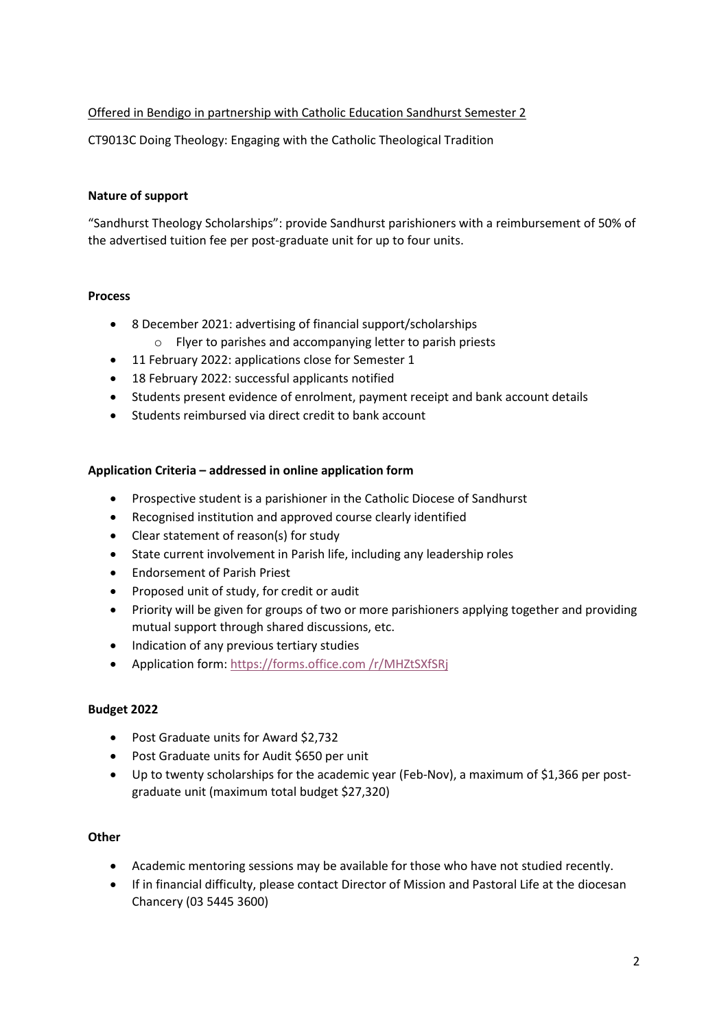<u>Offered in Bendigo in partnership with Catholic Education Sandhurst Semester 2</u>

CT9013C Doing Theology: Engaging with the Catholic Theological Tradition

**Nature of support**

"Sandhurst Theology Scholarships": provide Sandhurst parishioners with a reimbursement of 50% of the advertised tuition fee per post-graduate unit for up to four units.

**Process**

- 8 December 2021: advertising of financial support/scholarships
  - Flyer to parishes and accompanying letter to parish priests
- 11 February 2022: applications close for Semester 1
- 18 February 2022: successful applicants notified
- Students present evidence of enrolment, payment receipt and bank account details
- Students reimbursed via direct credit to bank account

**Application Criteria – addressed in online application form**

- Prospective student is a parishioner in the Catholic Diocese of Sandhurst
- Recognised institution and approved course clearly identified
- Clear statement of reason(s) for study
- State current involvement in Parish life, including any leadership roles
- Endorsement of Parish Priest
- Proposed unit of study, for credit or audit
- Priority will be given for groups of two or more parishioners applying together and providing mutual support through shared discussions, etc.
- Indication of any previous tertiary studies
- Application form: https://forms.office.com /r/MHZtSXfSRj

**Budget 2022**

- Post Graduate units for Award $2,732
- Post Graduate units for Audit $650 per unit
- Up to twenty scholarships for the academic year (Feb-Nov), a maximum of $1,366 per post-graduate unit (maximum total budget $27,320)

**Other**

- Academic mentoring sessions may be available for those who have not studied recently.
- If in financial difficulty, please contact Director of Mission and Pastoral Life at the diocesan Chancery (03 5445 3600)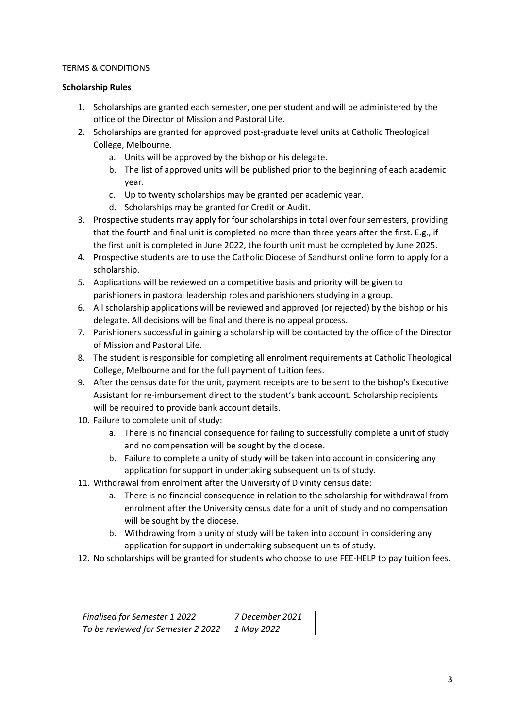TERMS & CONDITIONS

**Scholarship Rules**

1. Scholarships are granted each semester, one per student and will be administered by the office of the Director of Mission and Pastoral Life.
2. Scholarships are granted for approved post-graduate level units at Catholic Theological College, Melbourne.
   a. Units will be approved by the bishop or his delegate.
   b. The list of approved units will be published prior to the beginning of each academic year.
   c. Up to twenty scholarships may be granted per academic year.
   d. Scholarships may be granted for Credit or Audit.
3. Prospective students may apply for four scholarships in total over four semesters, providing that the fourth and final unit is completed no more than three years after the first. E.g., if the first unit is completed in June 2022, the fourth unit must be completed by June 2025.
4. Prospective students are to use the Catholic Diocese of Sandhurst online form to apply for a scholarship.
5. Applications will be reviewed on a competitive basis and priority will be given to parishioners in pastoral leadership roles and parishioners studying in a group.
6. All scholarship applications will be reviewed and approved (or rejected) by the bishop or his delegate. All decisions will be final and there is no appeal process.
7. Parishioners successful in gaining a scholarship will be contacted by the office of the Director of Mission and Pastoral Life.
8. The student is responsible for completing all enrolment requirements at Catholic Theological College, Melbourne and for the full payment of tuition fees.
9. After the census date for the unit, payment receipts are to be sent to the bishop's Executive Assistant for re-imbursement direct to the student's bank account. Scholarship recipients will be required to provide bank account details.
10. Failure to complete unit of study:
    a. There is no financial consequence for failing to successfully complete a unit of study and no compensation will be sought by the diocese.
    b. Failure to complete a unity of study will be taken into account in considering any application for support in undertaking subsequent units of study.
11. Withdrawal from enrolment after the University of Divinity census date:
    a. There is no financial consequence in relation to the scholarship for withdrawal from enrolment after the University census date for a unit of study and no compensation will be sought by the diocese.
    b. Withdrawing from a unity of study will be taken into account in considering any application for support in undertaking subsequent units of study.
12. No scholarships will be granted for students who choose to use FEE-HELP to pay tuition fees.

| | |
|---|---|
| *Finalised for Semester 1 2022* | *7 December 2021* |
| *To be reviewed for Semester 2 2022* | *1 May 2022* |